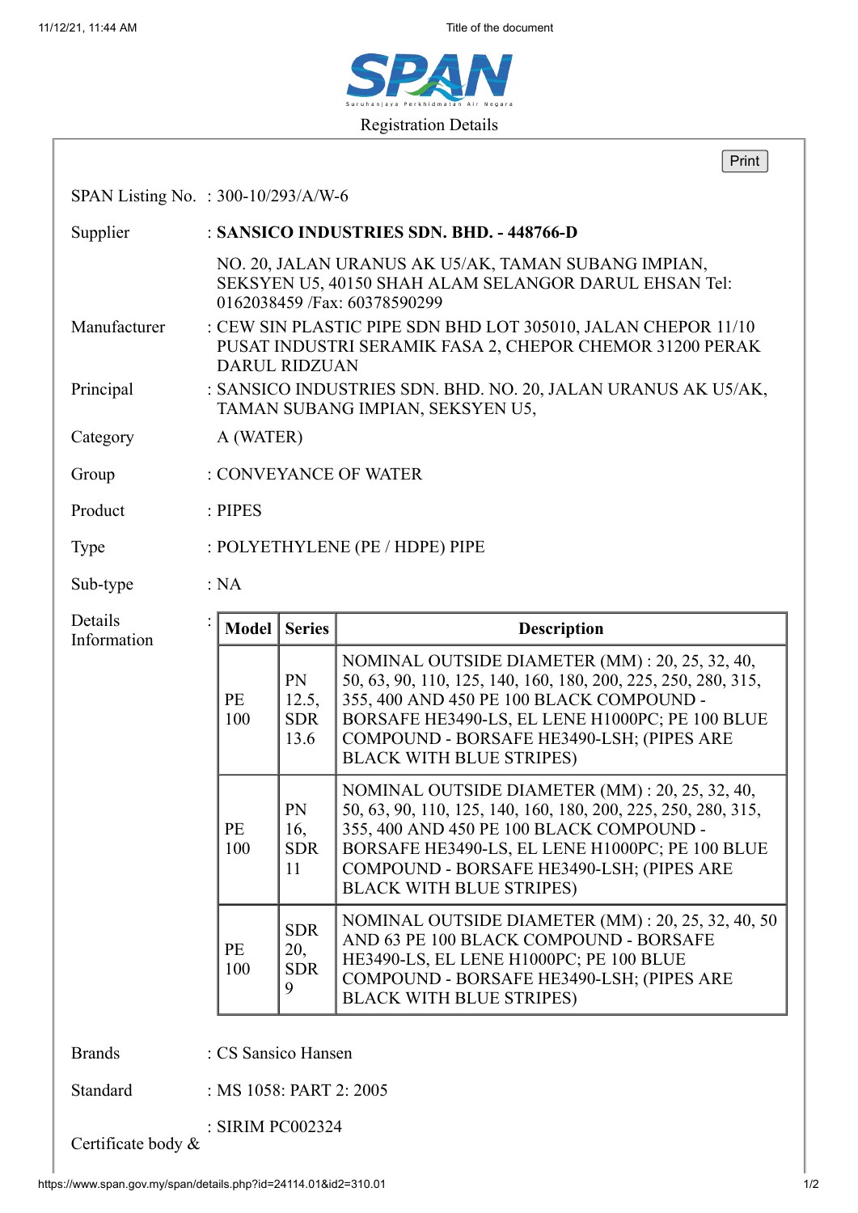# SPAN

Suruhanjaya Perkhidmatan Air Negara

Registration Details

Print

SPAN Listing No. : 300-10/293/A/W-6

Supplier : **SANSICO INDUSTRIES SDN. BHD. - 448766-D**

NO. 20, JALAN URANUS AK U5/AK, TAMAN SUBANG IMPIAN, SEKSYEN U5, 40150 SHAH ALAM SELANGOR DARUL EHSAN Tel: 0162038459 /Fax: 60378590299

Manufacturer : CEW SIN PLASTIC PIPE SDN BHD LOT 305010, JALAN CHEPOR 11/10 PUSAT INDUSTRI SERAMIK FASA 2, CHEPOR CHEMOR 31200 PERAK DARUL RIDZUAN

Principal : SANSICO INDUSTRIES SDN. BHD. NO. 20, JALAN URANUS AK U5/AK, TAMAN SUBANG IMPIAN, SEKSYEN U5,

Category A (WATER)

Group : CONVEYANCE OF WATER

Product : PIPES

Type : POLYETHYLENE (PE / HDPE) PIPE

Sub-type : NA

Details Information :

| Model | Series | Description |
|---|---|---|
| PE 100 | PN 12.5, SDR 13.6 | NOMINAL OUTSIDE DIAMETER (MM) : 20, 25, 32, 40, 50, 63, 90, 110, 125, 140, 160, 180, 200, 225, 250, 280, 315, 355, 400 AND 450 PE 100 BLACK COMPOUND - BORSAFE HE3490-LS, EL LENE H1000PC; PE 100 BLUE COMPOUND - BORSAFE HE3490-LSH; (PIPES ARE BLACK WITH BLUE STRIPES) |
| PE 100 | PN 16, SDR 11 | NOMINAL OUTSIDE DIAMETER (MM) : 20, 25, 32, 40, 50, 63, 90, 110, 125, 140, 160, 180, 200, 225, 250, 280, 315, 355, 400 AND 450 PE 100 BLACK COMPOUND - BORSAFE HE3490-LS, EL LENE H1000PC; PE 100 BLUE COMPOUND - BORSAFE HE3490-LSH; (PIPES ARE BLACK WITH BLUE STRIPES) |
| PE 100 | SDR 20, SDR 9 | NOMINAL OUTSIDE DIAMETER (MM) : 20, 25, 32, 40, 50 AND 63 PE 100 BLACK COMPOUND - BORSAFE HE3490-LS, EL LENE H1000PC; PE 100 BLUE COMPOUND - BORSAFE HE3490-LSH; (PIPES ARE BLACK WITH BLUE STRIPES) |

Brands : CS Sansico Hansen

Standard : MS 1058: PART 2: 2005

Certificate body & : SIRIM PC002324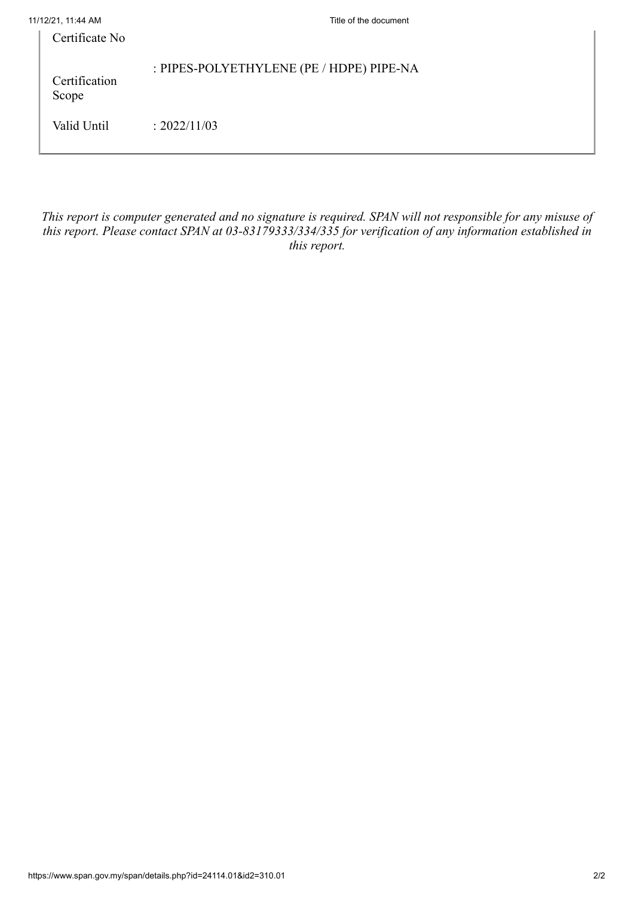| | |
|---|---|
| Certificate No | |
| Certification Scope | : PIPES-POLYETHYLENE (PE / HDPE) PIPE-NA |
| Valid Until | : 2022/11/03 |

*This report is computer generated and no signature is required. SPAN will not responsible for any misuse of this report. Please contact SPAN at 03-83179333/334/335 for verification of any information established in this report.*